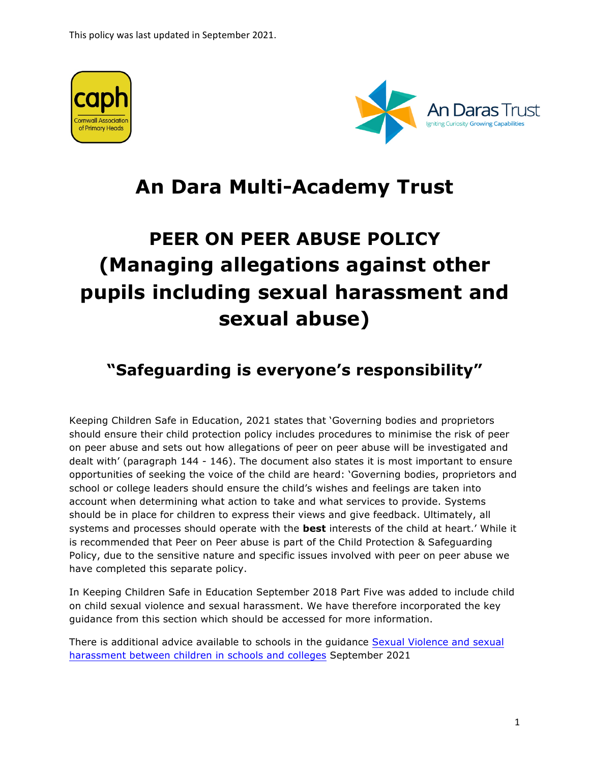This policy was last updated in September 2021.

# An Dara Multi-Academy Trust

# PEER ON PEER ABUSE POLICY (Managing allegations against other pupils including sexual harassment and sexual abuse)

## "Safeguarding is everyone's responsibility"

Keeping Children Safe in Education, 2021 states that 'Governing bodies and proprietors should ensure their child protection policy includes procedures to minimise the risk of peer on peer abuse and sets out how allegations of peer on peer abuse will be investigated and dealt with' (paragraph 144 - 146). The document also states it is most important to ensure opportunities of seeking the voice of the child are heard: 'Governing bodies, proprietors and school or college leaders should ensure the child's wishes and feelings are taken into account when determining what action to take and what services to provide. Systems should be in place for children to express their views and give feedback. Ultimately, all systems and processes should operate with the **best** interests of the child at heart.' While it is recommended that Peer on Peer abuse is part of the Child Protection & Safeguarding Policy, due to the sensitive nature and specific issues involved with peer on peer abuse we have completed this separate policy.

In Keeping Children Safe in Education September 2018 Part Five was added to include child on child sexual violence and sexual harassment. We have therefore incorporated the key guidance from this section which should be accessed for more information.

There is additional advice available to schools in the guidance Sexual Violence and sexual harassment between children in schools and colleges September 2021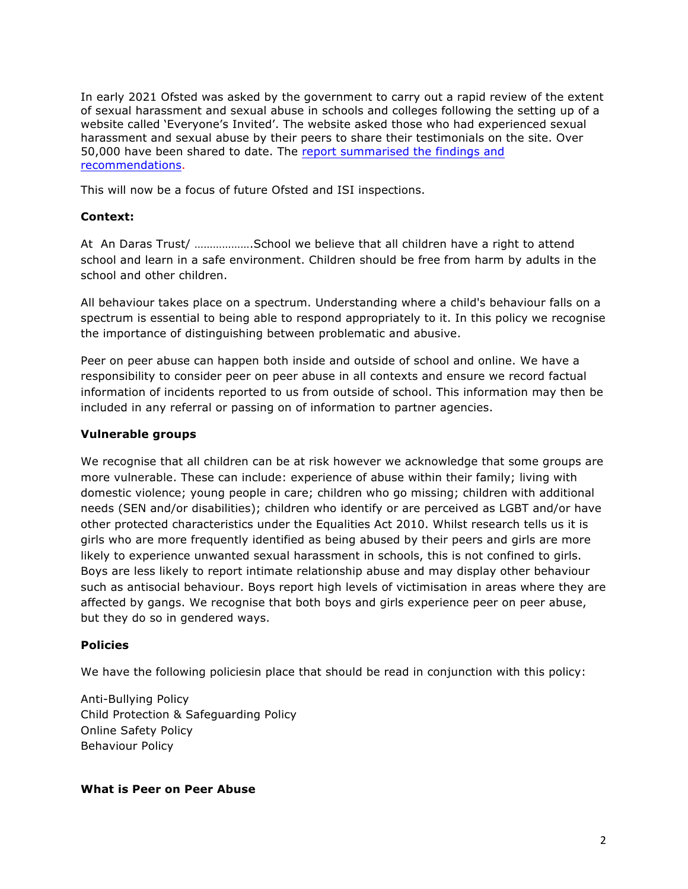In early 2021 Ofsted was asked by the government to carry out a rapid review of the extent of sexual harassment and sexual abuse in schools and colleges following the setting up of a website called 'Everyone's Invited'. The website asked those who had experienced sexual harassment and sexual abuse by their peers to share their testimonials on the site. Over 50,000 have been shared to date. The [report summarised the findings and recommendations](#).

This will now be a focus of future Ofsted and ISI inspections.

**Context:**

At An Daras Trust/ ……………….School we believe that all children have a right to attend school and learn in a safe environment. Children should be free from harm by adults in the school and other children.

All behaviour takes place on a spectrum. Understanding where a child's behaviour falls on a spectrum is essential to being able to respond appropriately to it. In this policy we recognise the importance of distinguishing between problematic and abusive.

Peer on peer abuse can happen both inside and outside of school and online. We have a responsibility to consider peer on peer abuse in all contexts and ensure we record factual information of incidents reported to us from outside of school. This information may then be included in any referral or passing on of information to partner agencies.

**Vulnerable groups**

We recognise that all children can be at risk however we acknowledge that some groups are more vulnerable. These can include: experience of abuse within their family; living with domestic violence; young people in care; children who go missing; children with additional needs (SEN and/or disabilities); children who identify or are perceived as LGBT and/or have other protected characteristics under the Equalities Act 2010. Whilst research tells us it is girls who are more frequently identified as being abused by their peers and girls are more likely to experience unwanted sexual harassment in schools, this is not confined to girls. Boys are less likely to report intimate relationship abuse and may display other behaviour such as antisocial behaviour. Boys report high levels of victimisation in areas where they are affected by gangs. We recognise that both boys and girls experience peer on peer abuse, but they do so in gendered ways.

**Policies**

We have the following policiesin place that should be read in conjunction with this policy:

Anti-Bullying Policy
Child Protection & Safeguarding Policy
Online Safety Policy
Behaviour Policy

**What is Peer on Peer Abuse**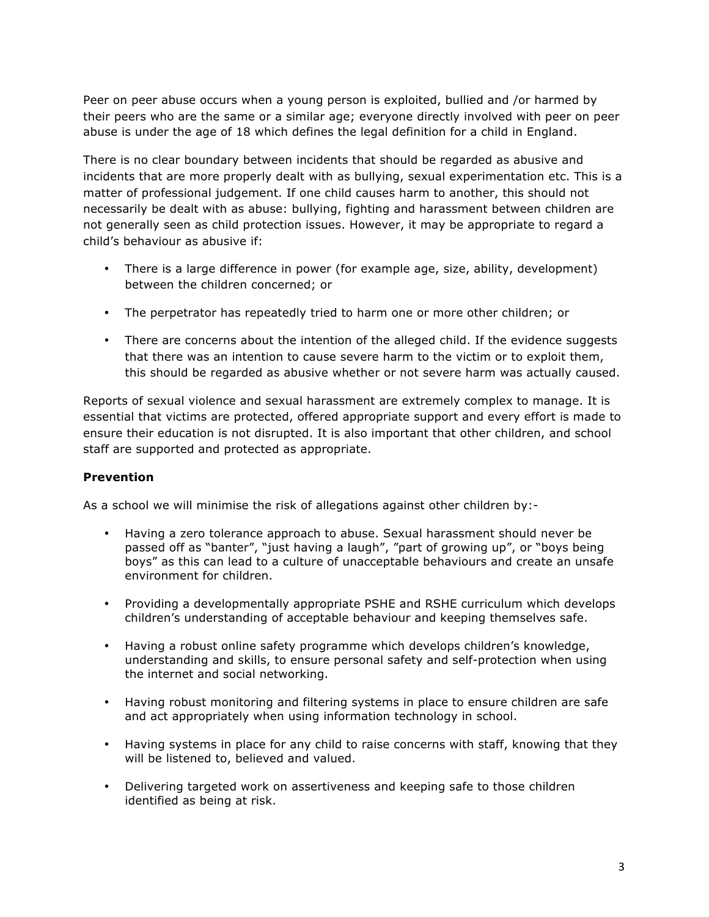Peer on peer abuse occurs when a young person is exploited, bullied and /or harmed by their peers who are the same or a similar age; everyone directly involved with peer on peer abuse is under the age of 18 which defines the legal definition for a child in England.

There is no clear boundary between incidents that should be regarded as abusive and incidents that are more properly dealt with as bullying, sexual experimentation etc. This is a matter of professional judgement. If one child causes harm to another, this should not necessarily be dealt with as abuse: bullying, fighting and harassment between children are not generally seen as child protection issues. However, it may be appropriate to regard a child's behaviour as abusive if:

- There is a large difference in power (for example age, size, ability, development) between the children concerned; or
- The perpetrator has repeatedly tried to harm one or more other children; or
- There are concerns about the intention of the alleged child. If the evidence suggests that there was an intention to cause severe harm to the victim or to exploit them, this should be regarded as abusive whether or not severe harm was actually caused.

Reports of sexual violence and sexual harassment are extremely complex to manage. It is essential that victims are protected, offered appropriate support and every effort is made to ensure their education is not disrupted. It is also important that other children, and school staff are supported and protected as appropriate.

**Prevention**

As a school we will minimise the risk of allegations against other children by:-

- Having a zero tolerance approach to abuse. Sexual harassment should never be passed off as "banter", "just having a laugh", "part of growing up", or "boys being boys" as this can lead to a culture of unacceptable behaviours and create an unsafe environment for children.
- Providing a developmentally appropriate PSHE and RSHE curriculum which develops children's understanding of acceptable behaviour and keeping themselves safe.
- Having a robust online safety programme which develops children's knowledge, understanding and skills, to ensure personal safety and self-protection when using the internet and social networking.
- Having robust monitoring and filtering systems in place to ensure children are safe and act appropriately when using information technology in school.
- Having systems in place for any child to raise concerns with staff, knowing that they will be listened to, believed and valued.
- Delivering targeted work on assertiveness and keeping safe to those children identified as being at risk.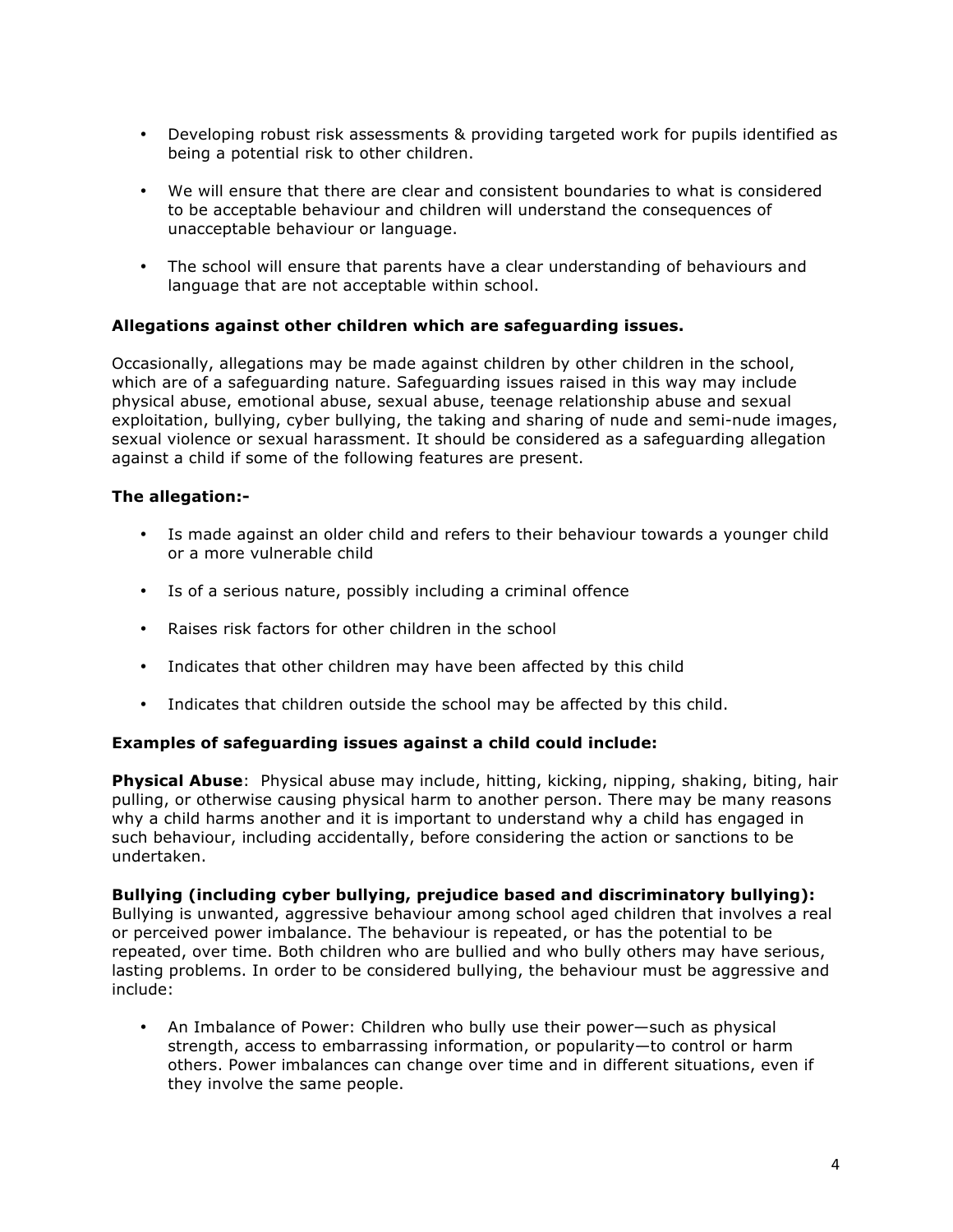- Developing robust risk assessments & providing targeted work for pupils identified as being a potential risk to other children.

- We will ensure that there are clear and consistent boundaries to what is considered to be acceptable behaviour and children will understand the consequences of unacceptable behaviour or language.

- The school will ensure that parents have a clear understanding of behaviours and language that are not acceptable within school.

**Allegations against other children which are safeguarding issues.**

Occasionally, allegations may be made against children by other children in the school, which are of a safeguarding nature. Safeguarding issues raised in this way may include physical abuse, emotional abuse, sexual abuse, teenage relationship abuse and sexual exploitation, bullying, cyber bullying, the taking and sharing of nude and semi-nude images, sexual violence or sexual harassment. It should be considered as a safeguarding allegation against a child if some of the following features are present.

**The allegation:-**

- Is made against an older child and refers to their behaviour towards a younger child or a more vulnerable child

- Is of a serious nature, possibly including a criminal offence

- Raises risk factors for other children in the school

- Indicates that other children may have been affected by this child

- Indicates that children outside the school may be affected by this child.

**Examples of safeguarding issues against a child could include:**

**Physical Abuse**: Physical abuse may include, hitting, kicking, nipping, shaking, biting, hair pulling, or otherwise causing physical harm to another person. There may be many reasons why a child harms another and it is important to understand why a child has engaged in such behaviour, including accidentally, before considering the action or sanctions to be undertaken.

**Bullying (including cyber bullying, prejudice based and discriminatory bullying):** Bullying is unwanted, aggressive behaviour among school aged children that involves a real or perceived power imbalance. The behaviour is repeated, or has the potential to be repeated, over time. Both children who are bullied and who bully others may have serious, lasting problems. In order to be considered bullying, the behaviour must be aggressive and include:

- An Imbalance of Power: Children who bully use their power—such as physical strength, access to embarrassing information, or popularity—to control or harm others. Power imbalances can change over time and in different situations, even if they involve the same people.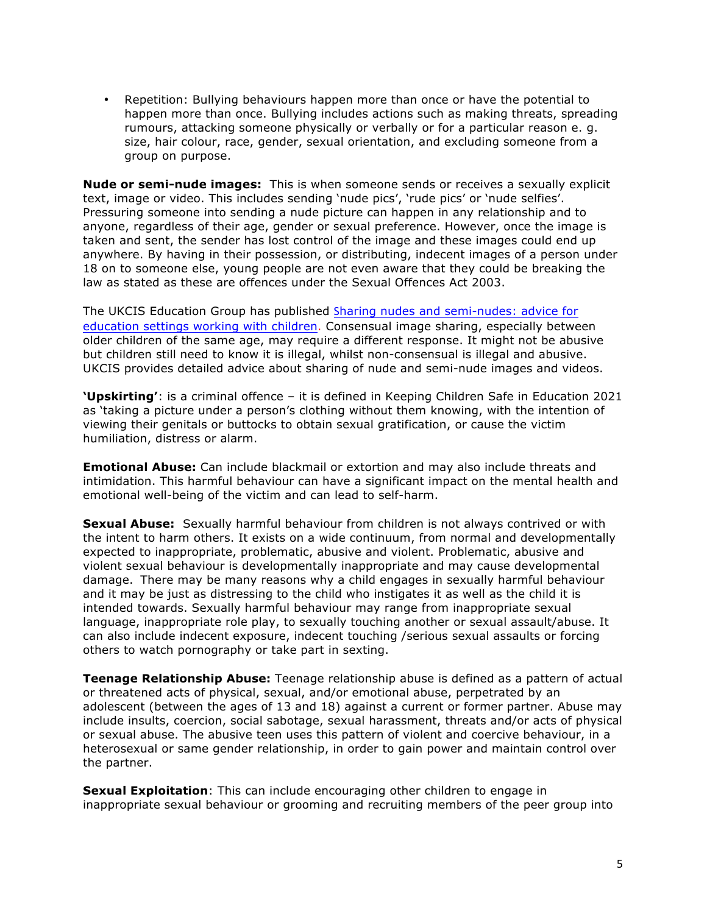- Repetition: Bullying behaviours happen more than once or have the potential to happen more than once. Bullying includes actions such as making threats, spreading rumours, attacking someone physically or verbally or for a particular reason e. g. size, hair colour, race, gender, sexual orientation, and excluding someone from a group on purpose.

**Nude or semi-nude images:** This is when someone sends or receives a sexually explicit text, image or video. This includes sending 'nude pics', 'rude pics' or 'nude selfies'. Pressuring someone into sending a nude picture can happen in any relationship and to anyone, regardless of their age, gender or sexual preference. However, once the image is taken and sent, the sender has lost control of the image and these images could end up anywhere. By having in their possession, or distributing, indecent images of a person under 18 on to someone else, young people are not even aware that they could be breaking the law as stated as these are offences under the Sexual Offences Act 2003.

The UKCIS Education Group has published Sharing nudes and semi-nudes: advice for education settings working with children. Consensual image sharing, especially between older children of the same age, may require a different response. It might not be abusive but children still need to know it is illegal, whilst non-consensual is illegal and abusive. UKCIS provides detailed advice about sharing of nude and semi-nude images and videos.

**'Upskirting'**: is a criminal offence – it is defined in Keeping Children Safe in Education 2021 as 'taking a picture under a person's clothing without them knowing, with the intention of viewing their genitals or buttocks to obtain sexual gratification, or cause the victim humiliation, distress or alarm.

**Emotional Abuse:** Can include blackmail or extortion and may also include threats and intimidation. This harmful behaviour can have a significant impact on the mental health and emotional well-being of the victim and can lead to self-harm.

**Sexual Abuse:** Sexually harmful behaviour from children is not always contrived or with the intent to harm others. It exists on a wide continuum, from normal and developmentally expected to inappropriate, problematic, abusive and violent. Problematic, abusive and violent sexual behaviour is developmentally inappropriate and may cause developmental damage. There may be many reasons why a child engages in sexually harmful behaviour and it may be just as distressing to the child who instigates it as well as the child it is intended towards. Sexually harmful behaviour may range from inappropriate sexual language, inappropriate role play, to sexually touching another or sexual assault/abuse. It can also include indecent exposure, indecent touching /serious sexual assaults or forcing others to watch pornography or take part in sexting.

**Teenage Relationship Abuse:** Teenage relationship abuse is defined as a pattern of actual or threatened acts of physical, sexual, and/or emotional abuse, perpetrated by an adolescent (between the ages of 13 and 18) against a current or former partner. Abuse may include insults, coercion, social sabotage, sexual harassment, threats and/or acts of physical or sexual abuse. The abusive teen uses this pattern of violent and coercive behaviour, in a heterosexual or same gender relationship, in order to gain power and maintain control over the partner.

**Sexual Exploitation**: This can include encouraging other children to engage in inappropriate sexual behaviour or grooming and recruiting members of the peer group into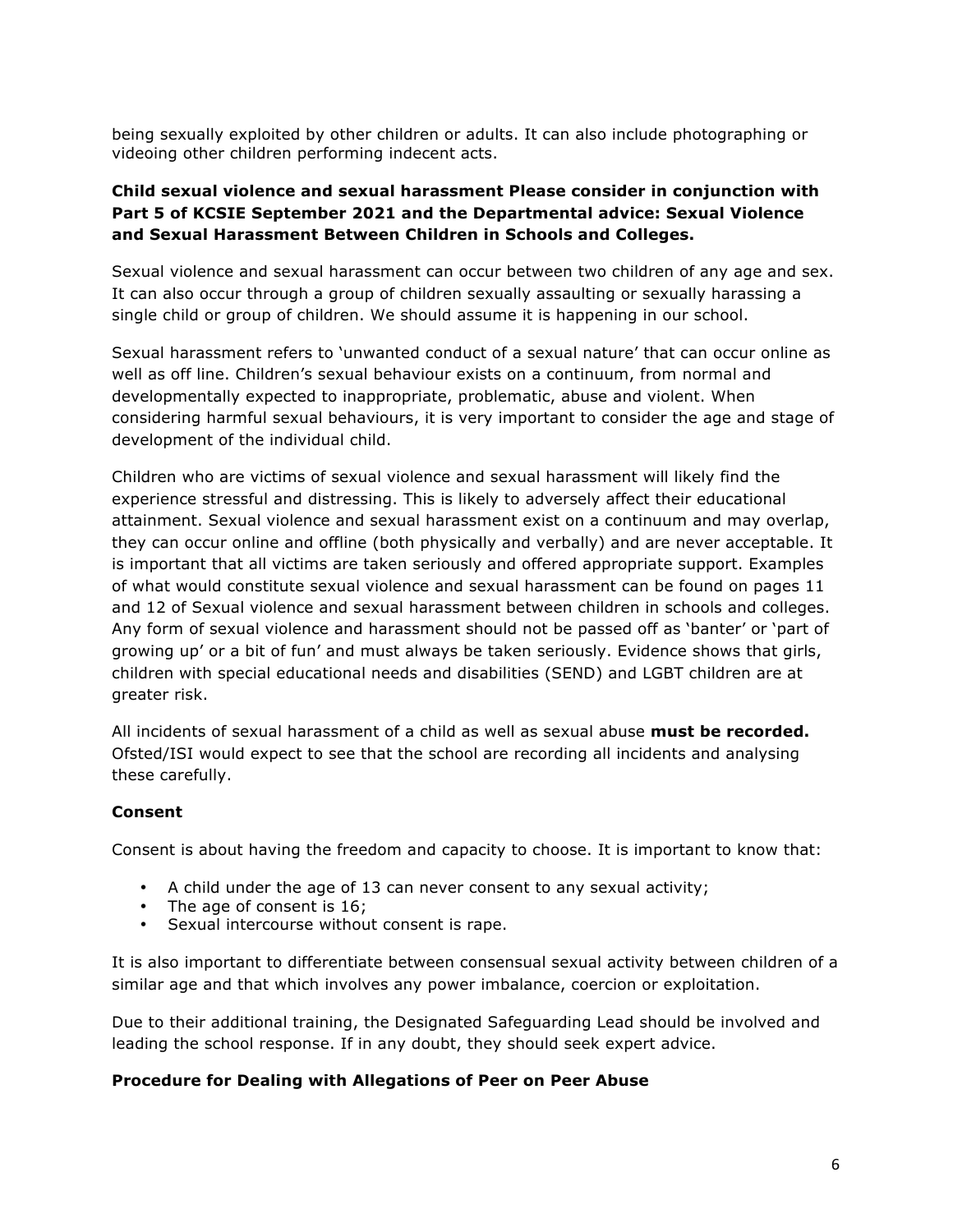being sexually exploited by other children or adults. It can also include photographing or videoing other children performing indecent acts.

**Child sexual violence and sexual harassment Please consider in conjunction with Part 5 of KCSIE September 2021 and the Departmental advice: Sexual Violence and Sexual Harassment Between Children in Schools and Colleges.**

Sexual violence and sexual harassment can occur between two children of any age and sex. It can also occur through a group of children sexually assaulting or sexually harassing a single child or group of children. We should assume it is happening in our school.

Sexual harassment refers to 'unwanted conduct of a sexual nature' that can occur online as well as off line. Children's sexual behaviour exists on a continuum, from normal and developmentally expected to inappropriate, problematic, abuse and violent. When considering harmful sexual behaviours, it is very important to consider the age and stage of development of the individual child.

Children who are victims of sexual violence and sexual harassment will likely find the experience stressful and distressing. This is likely to adversely affect their educational attainment. Sexual violence and sexual harassment exist on a continuum and may overlap, they can occur online and offline (both physically and verbally) and are never acceptable. It is important that all victims are taken seriously and offered appropriate support. Examples of what would constitute sexual violence and sexual harassment can be found on pages 11 and 12 of Sexual violence and sexual harassment between children in schools and colleges. Any form of sexual violence and harassment should not be passed off as 'banter' or 'part of growing up' or a bit of fun' and must always be taken seriously. Evidence shows that girls, children with special educational needs and disabilities (SEND) and LGBT children are at greater risk.

All incidents of sexual harassment of a child as well as sexual abuse **must be recorded.** Ofsted/ISI would expect to see that the school are recording all incidents and analysing these carefully.

**Consent**

Consent is about having the freedom and capacity to choose. It is important to know that:

- A child under the age of 13 can never consent to any sexual activity;
- The age of consent is 16;
- Sexual intercourse without consent is rape.

It is also important to differentiate between consensual sexual activity between children of a similar age and that which involves any power imbalance, coercion or exploitation.

Due to their additional training, the Designated Safeguarding Lead should be involved and leading the school response. If in any doubt, they should seek expert advice.

**Procedure for Dealing with Allegations of Peer on Peer Abuse**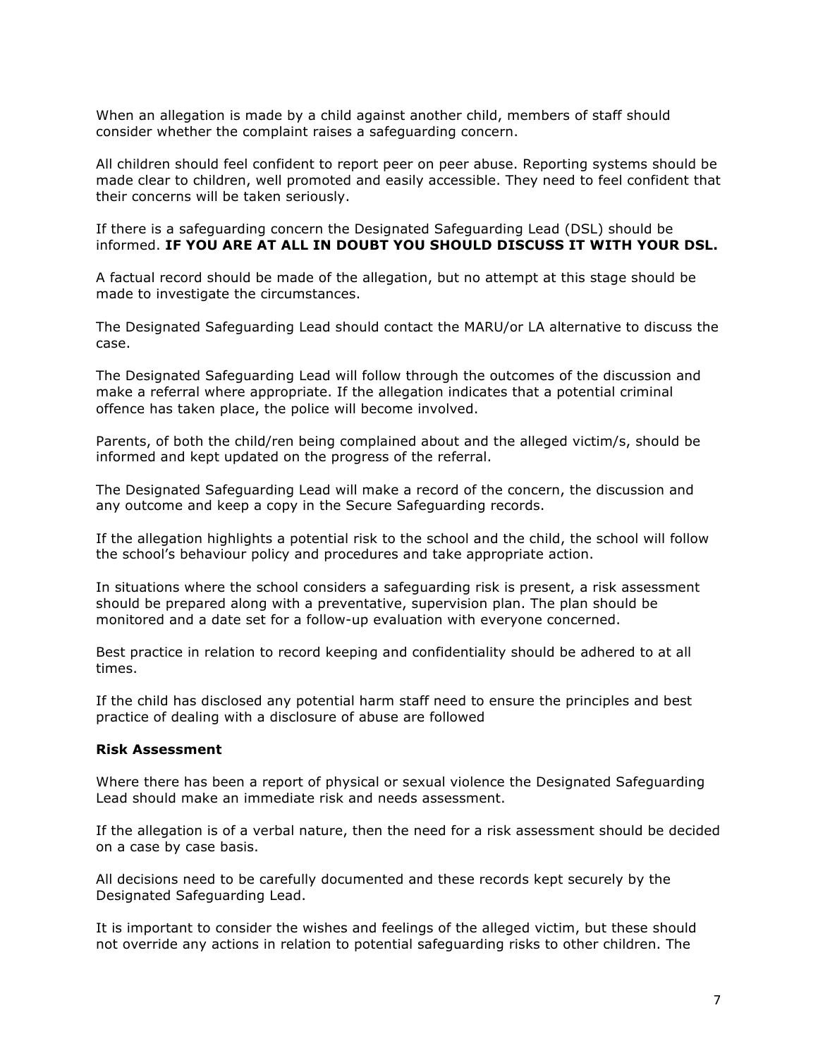When an allegation is made by a child against another child, members of staff should consider whether the complaint raises a safeguarding concern.

All children should feel confident to report peer on peer abuse. Reporting systems should be made clear to children, well promoted and easily accessible. They need to feel confident that their concerns will be taken seriously.

If there is a safeguarding concern the Designated Safeguarding Lead (DSL) should be informed. **IF YOU ARE AT ALL IN DOUBT YOU SHOULD DISCUSS IT WITH YOUR DSL.**

A factual record should be made of the allegation, but no attempt at this stage should be made to investigate the circumstances.

The Designated Safeguarding Lead should contact the MARU/or LA alternative to discuss the case.

The Designated Safeguarding Lead will follow through the outcomes of the discussion and make a referral where appropriate. If the allegation indicates that a potential criminal offence has taken place, the police will become involved.

Parents, of both the child/ren being complained about and the alleged victim/s, should be informed and kept updated on the progress of the referral.

The Designated Safeguarding Lead will make a record of the concern, the discussion and any outcome and keep a copy in the Secure Safeguarding records.

If the allegation highlights a potential risk to the school and the child, the school will follow the school's behaviour policy and procedures and take appropriate action.

In situations where the school considers a safeguarding risk is present, a risk assessment should be prepared along with a preventative, supervision plan. The plan should be monitored and a date set for a follow-up evaluation with everyone concerned.

Best practice in relation to record keeping and confidentiality should be adhered to at all times.

If the child has disclosed any potential harm staff need to ensure the principles and best practice of dealing with a disclosure of abuse are followed

**Risk Assessment**

Where there has been a report of physical or sexual violence the Designated Safeguarding Lead should make an immediate risk and needs assessment.

If the allegation is of a verbal nature, then the need for a risk assessment should be decided on a case by case basis.

All decisions need to be carefully documented and these records kept securely by the Designated Safeguarding Lead.

It is important to consider the wishes and feelings of the alleged victim, but these should not override any actions in relation to potential safeguarding risks to other children. The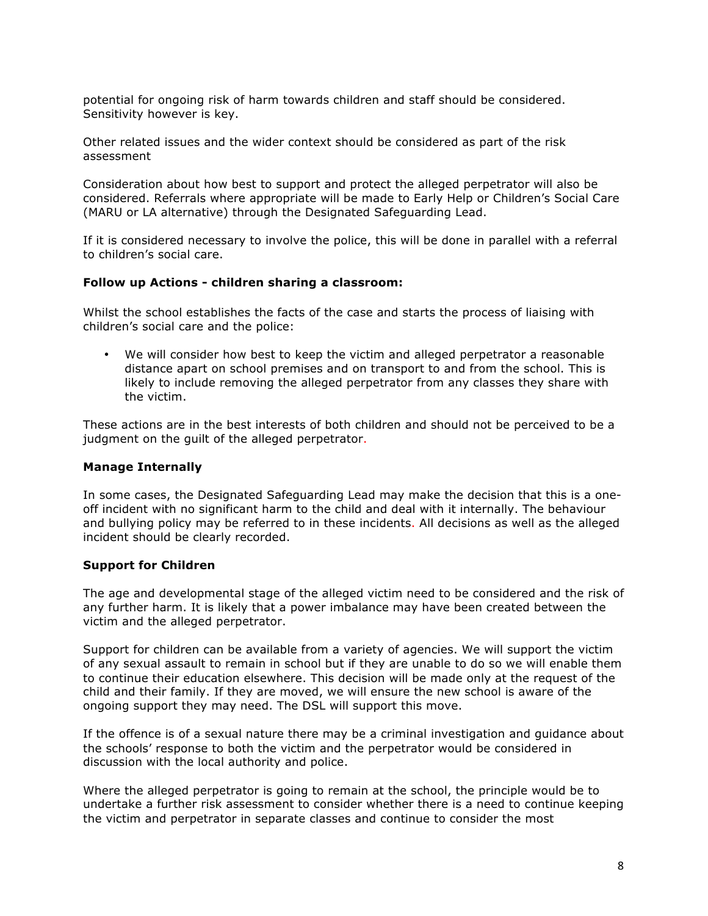potential for ongoing risk of harm towards children and staff should be considered. Sensitivity however is key.

Other related issues and the wider context should be considered as part of the risk assessment

Consideration about how best to support and protect the alleged perpetrator will also be considered. Referrals where appropriate will be made to Early Help or Children's Social Care (MARU or LA alternative) through the Designated Safeguarding Lead.

If it is considered necessary to involve the police, this will be done in parallel with a referral to children's social care.

**Follow up Actions - children sharing a classroom:**

Whilst the school establishes the facts of the case and starts the process of liaising with children's social care and the police:

- We will consider how best to keep the victim and alleged perpetrator a reasonable distance apart on school premises and on transport to and from the school. This is likely to include removing the alleged perpetrator from any classes they share with the victim.

These actions are in the best interests of both children and should not be perceived to be a judgment on the guilt of the alleged perpetrator.

**Manage Internally**

In some cases, the Designated Safeguarding Lead may make the decision that this is a one-off incident with no significant harm to the child and deal with it internally. The behaviour and bullying policy may be referred to in these incidents. All decisions as well as the alleged incident should be clearly recorded.

**Support for Children**

The age and developmental stage of the alleged victim need to be considered and the risk of any further harm. It is likely that a power imbalance may have been created between the victim and the alleged perpetrator.

Support for children can be available from a variety of agencies. We will support the victim of any sexual assault to remain in school but if they are unable to do so we will enable them to continue their education elsewhere. This decision will be made only at the request of the child and their family. If they are moved, we will ensure the new school is aware of the ongoing support they may need. The DSL will support this move.

If the offence is of a sexual nature there may be a criminal investigation and guidance about the schools' response to both the victim and the perpetrator would be considered in discussion with the local authority and police.

Where the alleged perpetrator is going to remain at the school, the principle would be to undertake a further risk assessment to consider whether there is a need to continue keeping the victim and perpetrator in separate classes and continue to consider the most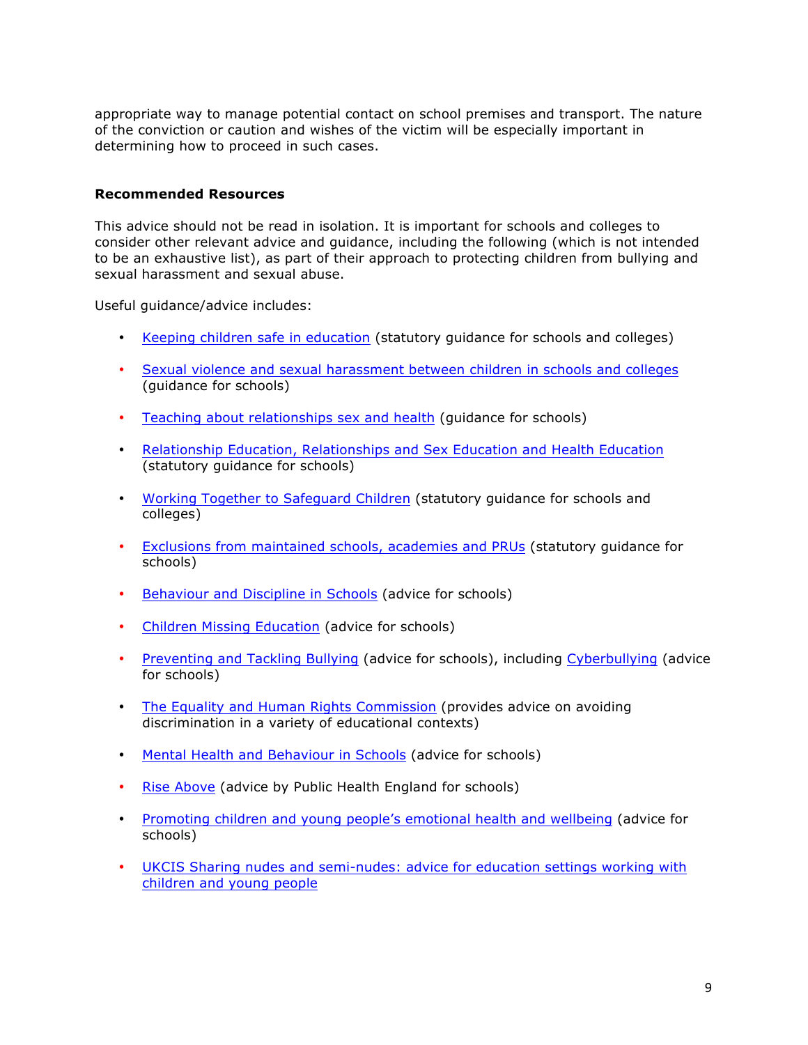appropriate way to manage potential contact on school premises and transport. The nature of the conviction or caution and wishes of the victim will be especially important in determining how to proceed in such cases.

**Recommended Resources**

This advice should not be read in isolation. It is important for schools and colleges to consider other relevant advice and guidance, including the following (which is not intended to be an exhaustive list), as part of their approach to protecting children from bullying and sexual harassment and sexual abuse.

Useful guidance/advice includes:

- Keeping children safe in education (statutory guidance for schools and colleges)
- Sexual violence and sexual harassment between children in schools and colleges (guidance for schools)
- Teaching about relationships sex and health (guidance for schools)
- Relationship Education, Relationships and Sex Education and Health Education (statutory guidance for schools)
- Working Together to Safeguard Children (statutory guidance for schools and colleges)
- Exclusions from maintained schools, academies and PRUs (statutory guidance for schools)
- Behaviour and Discipline in Schools (advice for schools)
- Children Missing Education (advice for schools)
- Preventing and Tackling Bullying (advice for schools), including Cyberbullying (advice for schools)
- The Equality and Human Rights Commission (provides advice on avoiding discrimination in a variety of educational contexts)
- Mental Health and Behaviour in Schools (advice for schools)
- Rise Above (advice by Public Health England for schools)
- Promoting children and young people's emotional health and wellbeing (advice for schools)
- UKCIS Sharing nudes and semi-nudes: advice for education settings working with children and young people